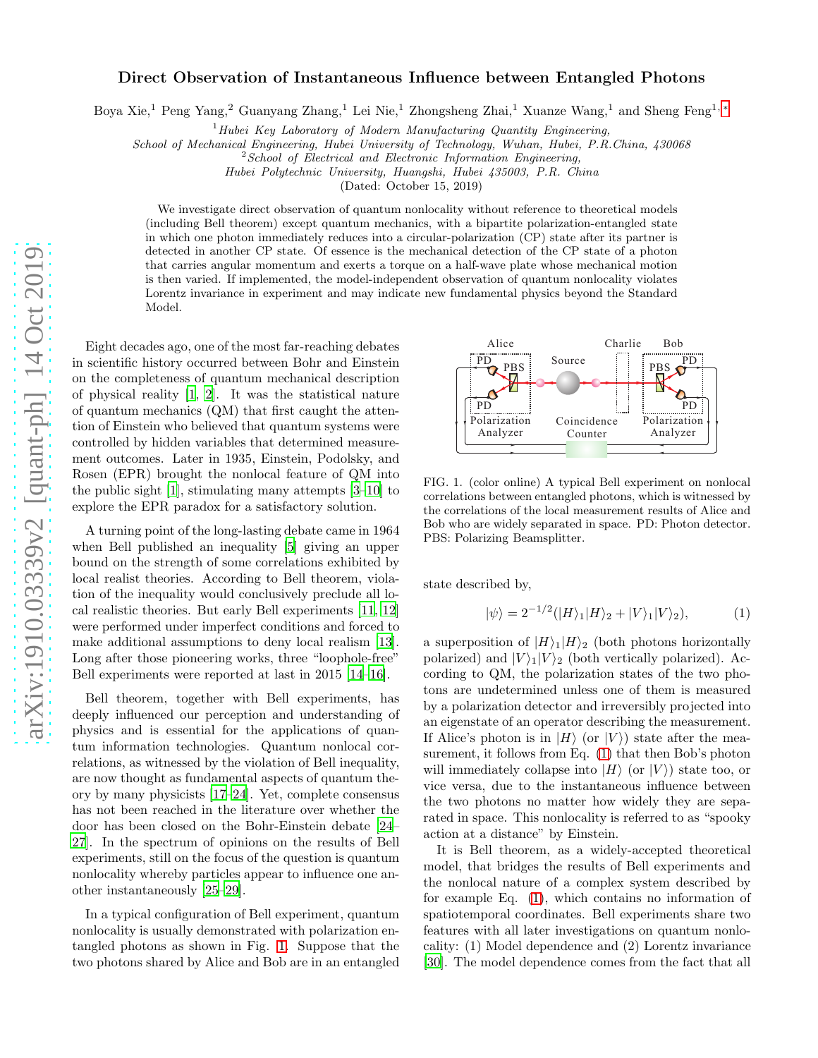# Direct Observation of Instantaneous Influence between Entangled Photons

Boya Xie,[1] Peng Yang,[2] Guanyang Zhang,[1] Lei Nie,[1] Zhongsheng Zhai,[1] Xuanze Wang,[1] and Sheng Feng[1,*]

[1] *Hubei Key Laboratory of Modern Manufacturing Quantity Engineering, School of Mechanical Engineering, Hubei University of Technology, Wuhan, Hubei, P.R.China, 430068*
[2] *School of Electrical and Electronic Information Engineering, Hubei Polytechnic University, Huangshi, Hubei 435003, P.R. China*

(Dated: October 15, 2019)

We investigate direct observation of quantum nonlocality without reference to theoretical models (including Bell theorem) except quantum mechanics, with a bipartite polarization-entangled state in which one photon immediately reduces into a circular-polarization (CP) state after its partner is detected in another CP state. Of essence is the mechanical detection of the CP state of a photon that carries angular momentum and exerts a torque on a half-wave plate whose mechanical motion is then varied. If implemented, the model-independent observation of quantum nonlocality violates Lorentz invariance in experiment and may indicate new fundamental physics beyond the Standard Model.

Eight decades ago, one of the most far-reaching debates in scientific history occurred between Bohr and Einstein on the completeness of quantum mechanical description of physical reality [1, 2]. It was the statistical nature of quantum mechanics (QM) that first caught the attention of Einstein who believed that quantum systems were controlled by hidden variables that determined measurement outcomes. Later in 1935, Einstein, Podolsky, and Rosen (EPR) brought the nonlocal feature of QM into the public sight [1], stimulating many attempts [3–10] to explore the EPR paradox for a satisfactory solution.

A turning point of the long-lasting debate came in 1964 when Bell published an inequality [5] giving an upper bound on the strength of some correlations exhibited by local realist theories. According to Bell theorem, violation of the inequality would conclusively preclude all local realistic theories. But early Bell experiments [11, 12] were performed under imperfect conditions and forced to make additional assumptions to deny local realism [13]. Long after those pioneering works, three "loophole-free" Bell experiments were reported at last in 2015 [14–16].

Bell theorem, together with Bell experiments, has deeply influenced our perception and understanding of physics and is essential for the applications of quantum information technologies. Quantum nonlocal correlations, as witnessed by the violation of Bell inequality, are now thought as fundamental aspects of quantum theory by many physicists [17–24]. Yet, complete consensus has not been reached in the literature over whether the door has been closed on the Bohr-Einstein debate [24–27]. In the spectrum of opinions on the results of Bell experiments, still on the focus of the question is quantum nonlocality whereby particles appear to influence one another instantaneously [25–29].

In a typical configuration of Bell experiment, quantum nonlocality is usually demonstrated with polarization entangled photons as shown in Fig. 1. Suppose that the two photons shared by Alice and Bob are in an entangled state described by,

Alice
Charlie
Bob
PD
PBS
Source
PBS
PD
PD
PD
Polarization Analyzer
Coincidence Counter
Polarization Analyzer

FIG. 1. (color online) A typical Bell experiment on nonlocal correlations between entangled photons, which is witnessed by the correlations of the local measurement results of Alice and Bob who are widely separated in space. PD: Photon detector. PBS: Polarizing Beamsplitter.

$$|\psi\rangle = 2^{-1/2}(|H\rangle_1|H\rangle_2 + |V\rangle_1|V\rangle_2), \tag{1}$$

a superposition of $|H\rangle_1|H\rangle_2$ (both photons horizontally polarized) and $|V\rangle_1|V\rangle_2$ (both vertically polarized). According to QM, the polarization states of the two photons are undetermined unless one of them is measured by a polarization detector and irreversibly projected into an eigenstate of an operator describing the measurement. If Alice's photon is in $|H\rangle$ (or $|V\rangle$) state after the measurement, it follows from Eq. (1) that then Bob's photon will immediately collapse into $|H\rangle$ (or $|V\rangle$) state too, or vice versa, due to the instantaneous influence between the two photons no matter how widely they are separated in space. This nonlocality is referred to as "spooky action at a distance" by Einstein.

It is Bell theorem, as a widely-accepted theoretical model, that bridges the results of Bell experiments and the nonlocal nature of a complex system described by for example Eq. (1), which contains no information of spatiotemporal coordinates. Bell experiments share two features with all later investigations on quantum nonlocality: (1) Model dependence and (2) Lorentz invariance [30]. The model dependence comes from the fact that all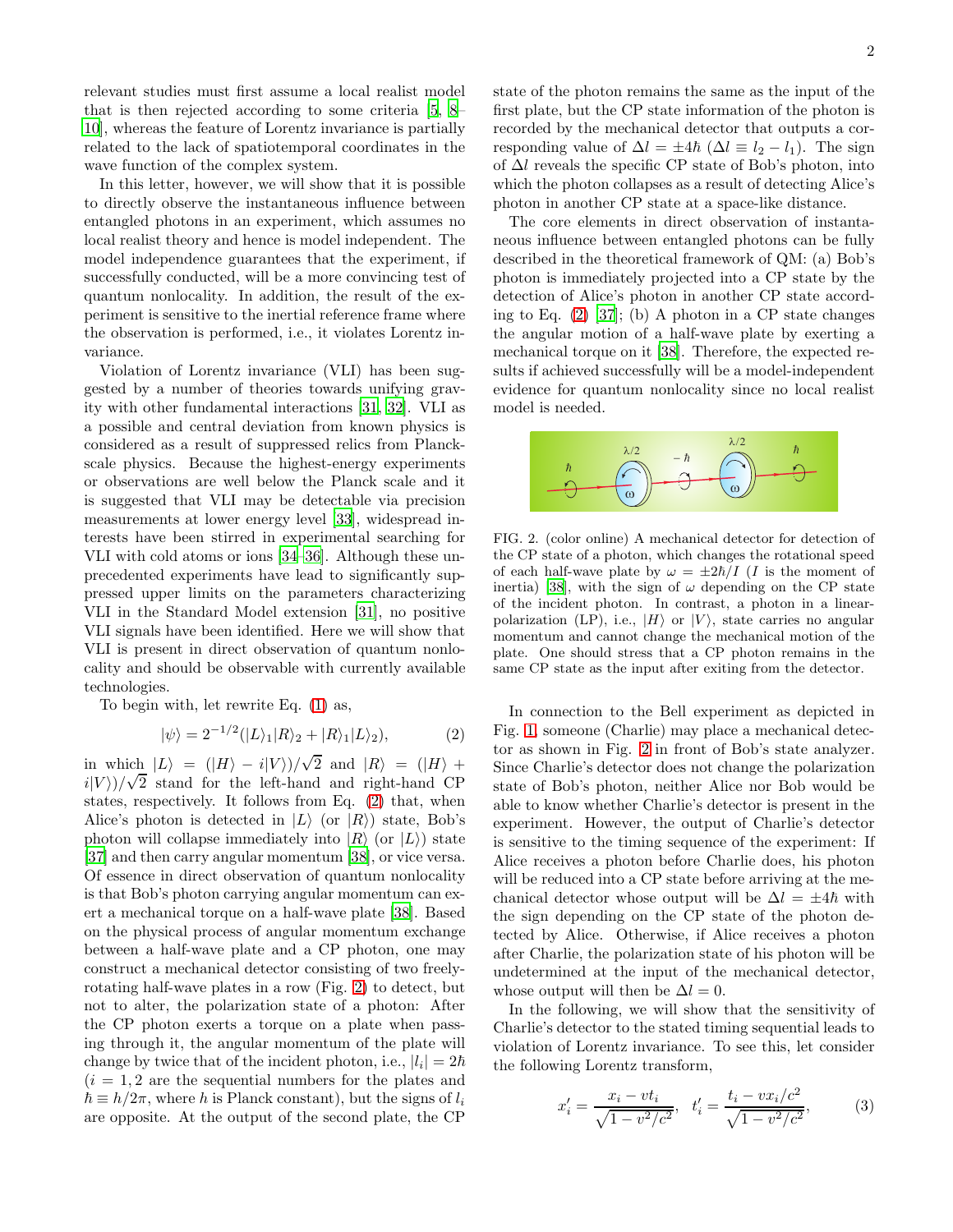relevant studies must first assume a local realist model that is then rejected according to some criteria [5, 8–10], whereas the feature of Lorentz invariance is partially related to the lack of spatiotemporal coordinates in the wave function of the complex system.

In this letter, however, we will show that it is possible to directly observe the instantaneous influence between entangled photons in an experiment, which assumes no local realist theory and hence is model independent. The model independence guarantees that the experiment, if successfully conducted, will be a more convincing test of quantum nonlocality. In addition, the result of the experiment is sensitive to the inertial reference frame where the observation is performed, i.e., it violates Lorentz invariance.

Violation of Lorentz invariance (VLI) has been suggested by a number of theories towards unifying gravity with other fundamental interactions [31, 32]. VLI as a possible and central deviation from known physics is considered as a result of suppressed relics from Planck-scale physics. Because the highest-energy experiments or observations are well below the Planck scale and it is suggested that VLI may be detectable via precision measurements at lower energy level [33], widespread interests have been stirred in experimental searching for VLI with cold atoms or ions [34–36]. Although these unprecedented experiments have lead to significantly suppressed upper limits on the parameters characterizing VLI in the Standard Model extension [31], no positive VLI signals have been identified. Here we will show that VLI is present in direct observation of quantum nonlocality and should be observable with currently available technologies.

To begin with, let rewrite Eq. (1) as,

$$|\psi\rangle = 2^{-1/2}(|L\rangle_1|R\rangle_2 + |R\rangle_1|L\rangle_2), \tag{2}$$

in which $|L\rangle = (|H\rangle - i|V\rangle)/\sqrt{2}$ and $|R\rangle = (|H\rangle + i|V\rangle)/\sqrt{2}$ stand for the left-hand and right-hand CP states, respectively. It follows from Eq. (2) that, when Alice's photon is detected in $|L\rangle$ (or $|R\rangle$) state, Bob's photon will collapse immediately into $|R\rangle$ (or $|L\rangle$) state [37] and then carry angular momentum [38], or vice versa. Of essence in direct observation of quantum nonlocality is that Bob's photon carrying angular momentum can exert a mechanical torque on a half-wave plate [38]. Based on the physical process of angular momentum exchange between a half-wave plate and a CP photon, one may construct a mechanical detector consisting of two freely-rotating half-wave plates in a row (Fig. 2) to detect, but not to alter, the polarization state of a photon: After the CP photon exerts a torque on a plate when passing through it, the angular momentum of the plate will change by twice that of the incident photon, i.e., $|l_i| = 2\hbar$ ($i = 1, 2$ are the sequential numbers for the plates and $\hbar \equiv h/2\pi$, where $h$ is Planck constant), but the signs of $l_i$ are opposite. At the output of the second plate, the CP state of the photon remains the same as the input of the first plate, but the CP state information of the photon is recorded by the mechanical detector that outputs a corresponding value of $\Delta l = \pm 4\hbar$ ($\Delta l \equiv l_2 - l_1$). The sign of $\Delta l$ reveals the specific CP state of Bob's photon, into which the photon collapses as a result of detecting Alice's photon in another CP state at a space-like distance.

The core elements in direct observation of instantaneous influence between entangled photons can be fully described in the theoretical framework of QM: (a) Bob's photon is immediately projected into a CP state by the detection of Alice's photon in another CP state according to Eq. (2) [37]; (b) A photon in a CP state changes the angular motion of a half-wave plate by exerting a mechanical torque on it [38]. Therefore, the expected results if achieved successfully will be a model-independent evidence for quantum nonlocality since no local realist model is needed.

FIG. 2. (color online) A mechanical detector for detection of the CP state of a photon, which changes the rotational speed of each half-wave plate by $\omega = \pm 2\hbar/I$ ($I$ is the moment of inertia) [38], with the sign of $\omega$ depending on the CP state of the incident photon. In contrast, a photon in a linear-polarization (LP), i.e., $|H\rangle$ or $|V\rangle$, state carries no angular momentum and cannot change the mechanical motion of the plate. One should stress that a CP photon remains in the same CP state as the input after exiting from the detector.

In connection to the Bell experiment as depicted in Fig. 1, someone (Charlie) may place a mechanical detector as shown in Fig. 2 in front of Bob's state analyzer. Since Charlie's detector does not change the polarization state of Bob's photon, neither Alice nor Bob would be able to know whether Charlie's detector is present in the experiment. However, the output of Charlie's detector is sensitive to the timing sequence of the experiment: If Alice receives a photon before Charlie does, his photon will be reduced into a CP state before arriving at the mechanical detector whose output will be $\Delta l = \pm 4\hbar$ with the sign depending on the CP state of the photon detected by Alice. Otherwise, if Alice receives a photon after Charlie, the polarization state of his photon will be undetermined at the input of the mechanical detector, whose output will then be $\Delta l = 0$.

In the following, we will show that the sensitivity of Charlie's detector to the stated timing sequential leads to violation of Lorentz invariance. To see this, let consider the following Lorentz transform,

$$x_i' = \frac{x_i - vt_i}{\sqrt{1 - v^2/c^2}}, \quad t_i' = \frac{t_i - vx_i/c^2}{\sqrt{1 - v^2/c^2}}, \tag{3}$$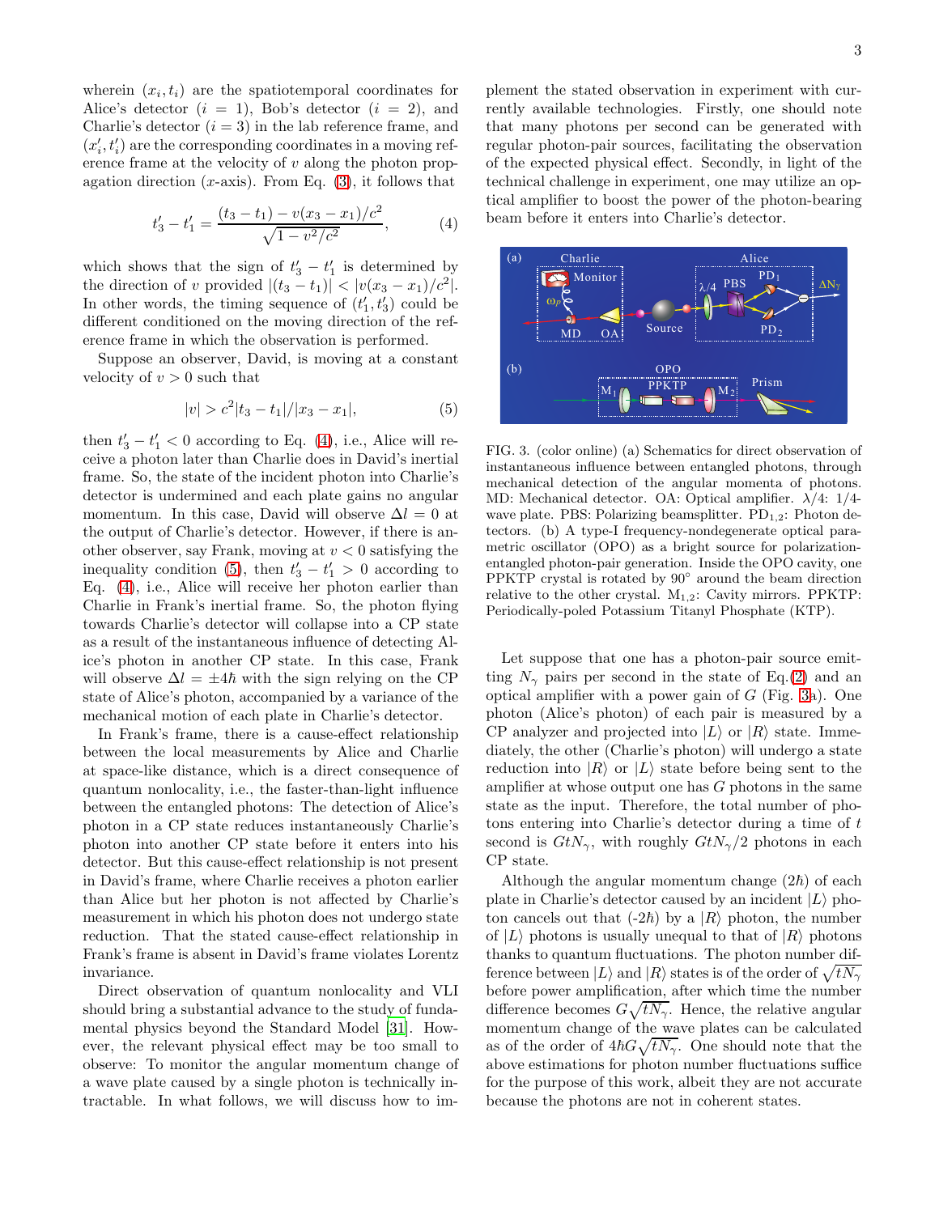wherein $(x_i, t_i)$ are the spatiotemporal coordinates for Alice's detector ($i = 1$), Bob's detector ($i = 2$), and Charlie's detector ($i = 3$) in the lab reference frame, and $(x'_i, t'_i)$ are the corresponding coordinates in a moving reference frame at the velocity of $v$ along the photon propagation direction ($x$-axis). From Eq. (3), it follows that

$$t'_3 - t'_1 = \frac{(t_3 - t_1) - v(x_3 - x_1)/c^2}{\sqrt{1 - v^2/c^2}}, \tag{4}$$

which shows that the sign of $t'_3 - t'_1$ is determined by the direction of $v$ provided $|(t_3 - t_1)| < |v(x_3 - x_1)/c^2|$. In other words, the timing sequence of $(t'_1, t'_3)$ could be different conditioned on the moving direction of the reference frame in which the observation is performed.

Suppose an observer, David, is moving at a constant velocity of $v > 0$ such that

$$|v| > c^2|t_3 - t_1|/|x_3 - x_1|, \tag{5}$$

then $t'_3 - t'_1 < 0$ according to Eq. (4), i.e., Alice will receive a photon later than Charlie does in David's inertial frame. So, the state of the incident photon into Charlie's detector is undermined and each plate gains no angular momentum. In this case, David will observe $\Delta l = 0$ at the output of Charlie's detector. However, if there is another observer, say Frank, moving at $v < 0$ satisfying the inequality condition (5), then $t'_3 - t'_1 > 0$ according to Eq. (4), i.e., Alice will receive her photon earlier than Charlie in Frank's inertial frame. So, the photon flying towards Charlie's detector will collapse into a CP state as a result of the instantaneous influence of detecting Alice's photon in another CP state. In this case, Frank will observe $\Delta l = \pm 4\hbar$ with the sign relying on the CP state of Alice's photon, accompanied by a variance of the mechanical motion of each plate in Charlie's detector.

In Frank's frame, there is a cause-effect relationship between the local measurements by Alice and Charlie at space-like distance, which is a direct consequence of quantum nonlocality, i.e., the faster-than-light influence between the entangled photons: The detection of Alice's photon in a CP state reduces instantaneously Charlie's photon into another CP state before it enters into his detector. But this cause-effect relationship is not present in David's frame, where Charlie receives a photon earlier than Alice but her photon is not affected by Charlie's measurement in which his photon does not undergo state reduction. That the stated cause-effect relationship in Frank's frame is absent in David's frame violates Lorentz invariance.

Direct observation of quantum nonlocality and VLI should bring a substantial advance to the study of fundamental physics beyond the Standard Model [31]. However, the relevant physical effect may be too small to observe: To monitor the angular momentum change of a wave plate caused by a single photon is technically intractable. In what follows, we will discuss how to implement the stated observation in experiment with currently available technologies. Firstly, one should note that many photons per second can be generated with regular photon-pair sources, facilitating the observation of the expected physical effect. Secondly, in light of the technical challenge in experiment, one may utilize an optical amplifier to boost the power of the photon-bearing beam before it enters into Charlie's detector.

FIG. 3. (color online) (a) Schematics for direct observation of instantaneous influence between entangled photons, through mechanical detection of the angular momenta of photons. MD: Mechanical detector. OA: Optical amplifier. $\lambda/4$: 1/4-wave plate. PBS: Polarizing beamsplitter. $PD_{1,2}$: Photon detectors. (b) A type-I frequency-nondegenerate optical parametric oscillator (OPO) as a bright source for polarization-entangled photon-pair generation. Inside the OPO cavity, one PPKTP crystal is rotated by 90° around the beam direction relative to the other crystal. $M_{1,2}$: Cavity mirrors. PPKTP: Periodically-poled Potassium Titanyl Phosphate (KTP).

Let suppose that one has a photon-pair source emitting $N_\gamma$ pairs per second in the state of Eq.(2) and an optical amplifier with a power gain of $G$ (Fig. 3a). One photon (Alice's photon) of each pair is measured by a CP analyzer and projected into $|L\rangle$ or $|R\rangle$ state. Immediately, the other (Charlie's photon) will undergo a state reduction into $|R\rangle$ or $|L\rangle$ state before being sent to the amplifier at whose output one has $G$ photons in the same state as the input. Therefore, the total number of photons entering into Charlie's detector during a time of $t$ second is $GtN_\gamma$, with roughly $GtN_\gamma/2$ photons in each CP state.

Although the angular momentum change ($2\hbar$) of each plate in Charlie's detector caused by an incident $|L\rangle$ photon cancels out that ($-2\hbar$) by a $|R\rangle$ photon, the number of $|L\rangle$ photons is usually unequal to that of $|R\rangle$ photons thanks to quantum fluctuations. The photon number difference between $|L\rangle$ and $|R\rangle$ states is of the order of $\sqrt{tN_\gamma}$ before power amplification, after which time the number difference becomes $G\sqrt{tN_\gamma}$. Hence, the relative angular momentum change of the wave plates can be calculated as of the order of $4\hbar G\sqrt{tN_\gamma}$. One should note that the above estimations for photon number fluctuations suffice for the purpose of this work, albeit they are not accurate because the photons are not in coherent states.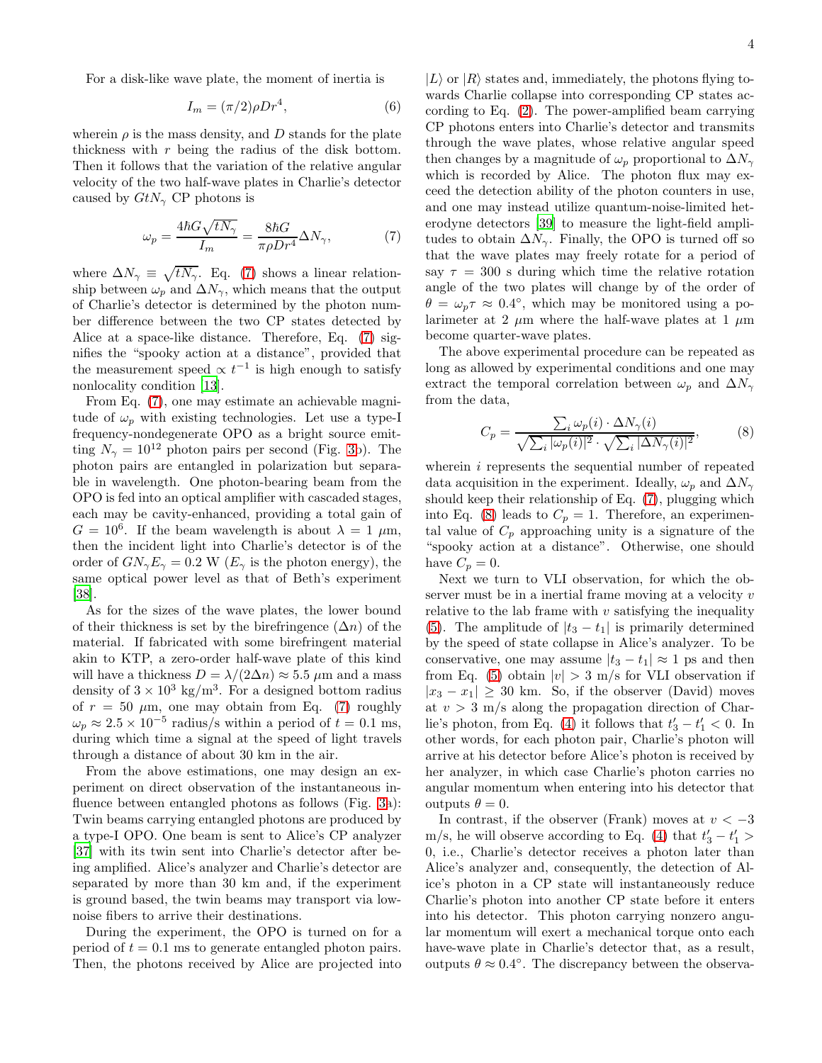For a disk-like wave plate, the moment of inertia is

$$I_m = (\pi/2)\rho D r^4, \tag{6}$$

wherein $\rho$ is the mass density, and $D$ stands for the plate thickness with $r$ being the radius of the disk bottom. Then it follows that the variation of the relative angular velocity of the two half-wave plates in Charlie's detector caused by $GtN_\gamma$ CP photons is

$$\omega_p = \frac{4\hbar G\sqrt{tN_\gamma}}{I_m} = \frac{8\hbar G}{\pi\rho D r^4}\Delta N_\gamma, \tag{7}$$

where $\Delta N_\gamma \equiv \sqrt{tN_\gamma}$. Eq. (7) shows a linear relationship between $\omega_p$ and $\Delta N_\gamma$, which means that the output of Charlie's detector is determined by the photon number difference between the two CP states detected by Alice at a space-like distance. Therefore, Eq. (7) signifies the "spooky action at a distance", provided that the measurement speed $\propto t^{-1}$ is high enough to satisfy nonlocality condition [13].

From Eq. (7), one may estimate an achievable magnitude of $\omega_p$ with existing technologies. Let use a type-I frequency-nondegenerate OPO as a bright source emitting $N_\gamma = 10^{12}$ photon pairs per second (Fig. 3b). The photon pairs are entangled in polarization but separable in wavelength. One photon-bearing beam from the OPO is fed into an optical amplifier with cascaded stages, each may be cavity-enhanced, providing a total gain of $G = 10^6$. If the beam wavelength is about $\lambda = 1$ $\mu$m, then the incident light into Charlie's detector is of the order of $GN_\gamma E_\gamma = 0.2$ W ($E_\gamma$ is the photon energy), the same optical power level as that of Beth's experiment [38].

As for the sizes of the wave plates, the lower bound of their thickness is set by the birefringence ($\Delta n$) of the material. If fabricated with some birefringent material akin to KTP, a zero-order half-wave plate of this kind will have a thickness $D = \lambda/(2\Delta n) \approx 5.5$ $\mu$m and a mass density of $3 \times 10^3$ kg/m$^3$. For a designed bottom radius of $r = 50$ $\mu$m, one may obtain from Eq. (7) roughly $\omega_p \approx 2.5 \times 10^{-5}$ radius/s within a period of $t = 0.1$ ms, during which time a signal at the speed of light travels through a distance of about 30 km in the air.

From the above estimations, one may design an experiment on direct observation of the instantaneous influence between entangled photons as follows (Fig. 3a): Twin beams carrying entangled photons are produced by a type-I OPO. One beam is sent to Alice's CP analyzer [37] with its twin sent into Charlie's detector after being amplified. Alice's analyzer and Charlie's detector are separated by more than 30 km and, if the experiment is ground based, the twin beams may transport via low-noise fibers to arrive their destinations.

During the experiment, the OPO is turned on for a period of $t = 0.1$ ms to generate entangled photon pairs. Then, the photons received by Alice are projected into $|L\rangle$ or $|R\rangle$ states and, immediately, the photons flying towards Charlie collapse into corresponding CP states according to Eq. (2). The power-amplified beam carrying CP photons enters into Charlie's detector and transmits through the wave plates, whose relative angular speed then changes by a magnitude of $\omega_p$ proportional to $\Delta N_\gamma$ which is recorded by Alice. The photon flux may exceed the detection ability of the photon counters in use, and one may instead utilize quantum-noise-limited heterodyne detectors [39] to measure the light-field amplitudes to obtain $\Delta N_\gamma$. Finally, the OPO is turned off so that the wave plates may freely rotate for a period of say $\tau = 300$ s during which time the relative rotation angle of the two plates will change by of the order of $\theta = \omega_p\tau \approx 0.4°$, which may be monitored using a polarimeter at 2 $\mu$m where the half-wave plates at 1 $\mu$m become quarter-wave plates.

The above experimental procedure can be repeated as long as allowed by experimental conditions and one may extract the temporal correlation between $\omega_p$ and $\Delta N_\gamma$ from the data,

$$C_p = \frac{\sum_i \omega_p(i) \cdot \Delta N_\gamma(i)}{\sqrt{\sum_i |\omega_p(i)|^2} \cdot \sqrt{\sum_i |\Delta N_\gamma(i)|^2}}, \tag{8}$$

wherein $i$ represents the sequential number of repeated data acquisition in the experiment. Ideally, $\omega_p$ and $\Delta N_\gamma$ should keep their relationship of Eq. (7), plugging which into Eq. (8) leads to $C_p = 1$. Therefore, an experimental value of $C_p$ approaching unity is a signature of the "spooky action at a distance". Otherwise, one should have $C_p = 0$.

Next we turn to VLI observation, for which the observer must be in a inertial frame moving at a velocity $v$ relative to the lab frame with $v$ satisfying the inequality (5). The amplitude of $|t_3 - t_1|$ is primarily determined by the speed of state collapse in Alice's analyzer. To be conservative, one may assume $|t_3 - t_1| \approx 1$ ps and then from Eq. (5) obtain $|v| > 3$ m/s for VLI observation if $|x_3 - x_1| \geq 30$ km. So, if the observer (David) moves at $v > 3$ m/s along the propagation direction of Charlie's photon, from Eq. (4) it follows that $t'_3 - t'_1 < 0$. In other words, for each photon pair, Charlie's photon will arrive at his detector before Alice's photon is received by her analyzer, in which case Charlie's photon carries no angular momentum when entering into his detector that outputs $\theta = 0$.

In contrast, if the observer (Frank) moves at $v < -3$ m/s, he will observe according to Eq. (4) that $t'_3 - t'_1 > 0$, i.e., Charlie's detector receives a photon later than Alice's analyzer and, consequently, the detection of Alice's photon in a CP state will instantaneously reduce Charlie's photon into another CP state before it enters into his detector. This photon carrying nonzero angular momentum will exert a mechanical torque onto each have-wave plate in Charlie's detector that, as a result, outputs $\theta \approx 0.4°$. The discrepancy between the observa-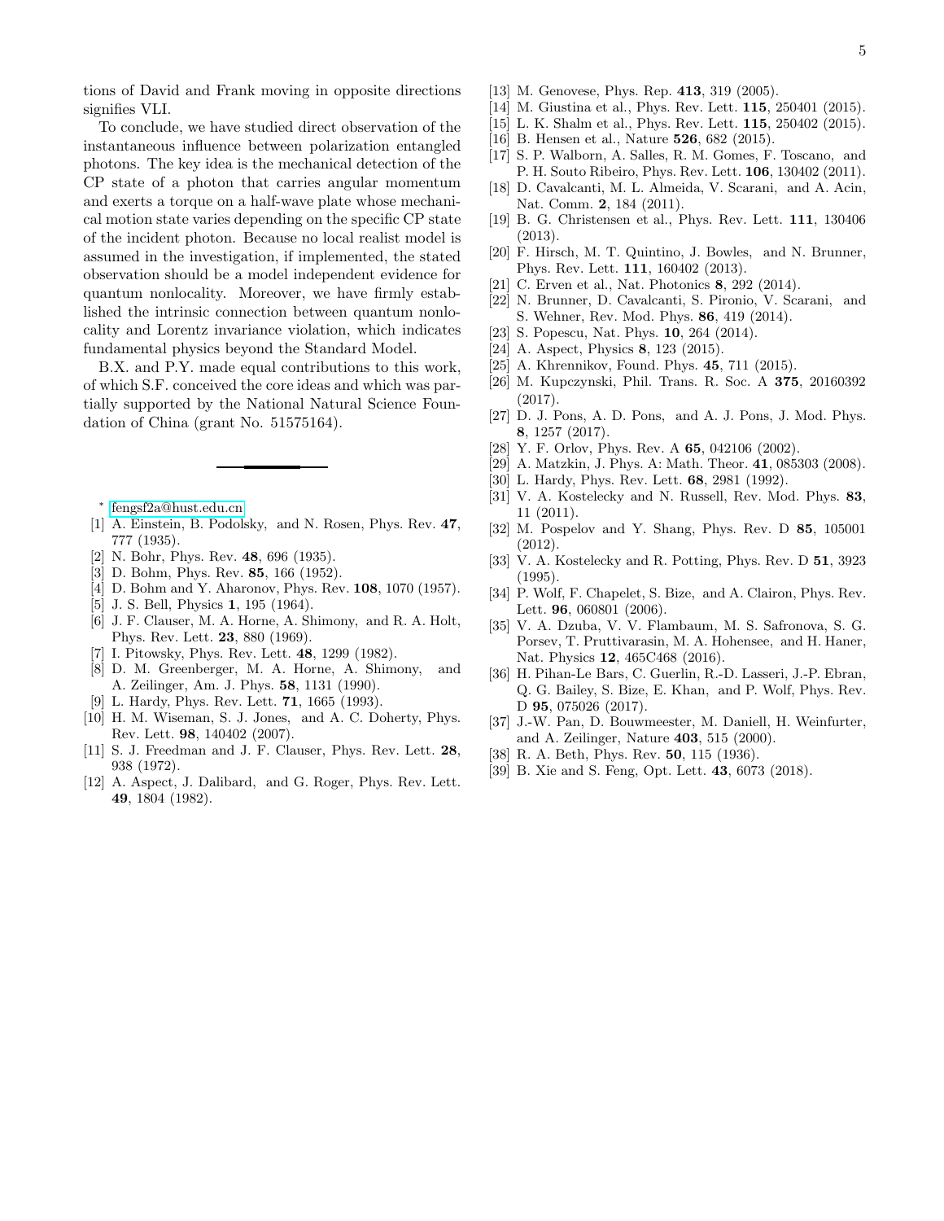tions of David and Frank moving in opposite directions signifies VLI.

To conclude, we have studied direct observation of the instantaneous influence between polarization entangled photons. The key idea is the mechanical detection of the CP state of a photon that carries angular momentum and exerts a torque on a half-wave plate whose mechanical motion state varies depending on the specific CP state of the incident photon. Because no local realist model is assumed in the investigation, if implemented, the stated observation should be a model independent evidence for quantum nonlocality. Moreover, we have firmly established the intrinsic connection between quantum nonlocality and Lorentz invariance violation, which indicates fundamental physics beyond the Standard Model.

B.X. and P.Y. made equal contributions to this work, of which S.F. conceived the core ideas and which was partially supported by the National Natural Science Foundation of China (grant No. 51575164).

---

\* fengsf2a@hust.edu.cn

[1] A. Einstein, B. Podolsky, and N. Rosen, Phys. Rev. **47**, 777 (1935).
[2] N. Bohr, Phys. Rev. **48**, 696 (1935).
[3] D. Bohm, Phys. Rev. **85**, 166 (1952).
[4] D. Bohm and Y. Aharonov, Phys. Rev. **108**, 1070 (1957).
[5] J. S. Bell, Physics **1**, 195 (1964).
[6] J. F. Clauser, M. A. Horne, A. Shimony, and R. A. Holt, Phys. Rev. Lett. **23**, 880 (1969).
[7] I. Pitowsky, Phys. Rev. Lett. **48**, 1299 (1982).
[8] D. M. Greenberger, M. A. Horne, A. Shimony, and A. Zeilinger, Am. J. Phys. **58**, 1131 (1990).
[9] L. Hardy, Phys. Rev. Lett. **71**, 1665 (1993).
[10] H. M. Wiseman, S. J. Jones, and A. C. Doherty, Phys. Rev. Lett. **98**, 140402 (2007).
[11] S. J. Freedman and J. F. Clauser, Phys. Rev. Lett. **28**, 938 (1972).
[12] A. Aspect, J. Dalibard, and G. Roger, Phys. Rev. Lett. **49**, 1804 (1982).
[13] M. Genovese, Phys. Rep. **413**, 319 (2005).
[14] M. Giustina et al., Phys. Rev. Lett. **115**, 250401 (2015).
[15] L. K. Shalm et al., Phys. Rev. Lett. **115**, 250402 (2015).
[16] B. Hensen et al., Nature **526**, 682 (2015).
[17] S. P. Walborn, A. Salles, R. M. Gomes, F. Toscano, and P. H. Souto Ribeiro, Phys. Rev. Lett. **106**, 130402 (2011).
[18] D. Cavalcanti, M. L. Almeida, V. Scarani, and A. Acin, Nat. Comm. **2**, 184 (2011).
[19] B. G. Christensen et al., Phys. Rev. Lett. **111**, 130406 (2013).
[20] F. Hirsch, M. T. Quintino, J. Bowles, and N. Brunner, Phys. Rev. Lett. **111**, 160402 (2013).
[21] C. Erven et al., Nat. Photonics **8**, 292 (2014).
[22] N. Brunner, D. Cavalcanti, S. Pironio, V. Scarani, and S. Wehner, Rev. Mod. Phys. **86**, 419 (2014).
[23] S. Popescu, Nat. Phys. **10**, 264 (2014).
[24] A. Aspect, Physics **8**, 123 (2015).
[25] A. Khrennikov, Found. Phys. **45**, 711 (2015).
[26] M. Kupczynski, Phil. Trans. R. Soc. A **375**, 20160392 (2017).
[27] D. J. Pons, A. D. Pons, and A. J. Pons, J. Mod. Phys. **8**, 1257 (2017).
[28] Y. F. Orlov, Phys. Rev. A **65**, 042106 (2002).
[29] A. Matzkin, J. Phys. A: Math. Theor. **41**, 085303 (2008).
[30] L. Hardy, Phys. Rev. Lett. **68**, 2981 (1992).
[31] V. A. Kostelecky and N. Russell, Rev. Mod. Phys. **83**, 11 (2011).
[32] M. Pospelov and Y. Shang, Phys. Rev. D **85**, 105001 (2012).
[33] V. A. Kostelecky and R. Potting, Phys. Rev. D **51**, 3923 (1995).
[34] P. Wolf, F. Chapelet, S. Bize, and A. Clairon, Phys. Rev. Lett. **96**, 060801 (2006).
[35] V. A. Dzuba, V. V. Flambaum, M. S. Safronova, S. G. Porsev, T. Pruttivarasin, M. A. Hohensee, and H. Haner, Nat. Physics **12**, 465C468 (2016).
[36] H. Pihan-Le Bars, C. Guerlin, R.-D. Lasseri, J.-P. Ebran, Q. G. Bailey, S. Bize, E. Khan, and P. Wolf, Phys. Rev. D **95**, 075026 (2017).
[37] J.-W. Pan, D. Bouwmeester, M. Daniell, H. Weinfurter, and A. Zeilinger, Nature **403**, 515 (2000).
[38] R. A. Beth, Phys. Rev. **50**, 115 (1936).
[39] B. Xie and S. Feng, Opt. Lett. **43**, 6073 (2018).